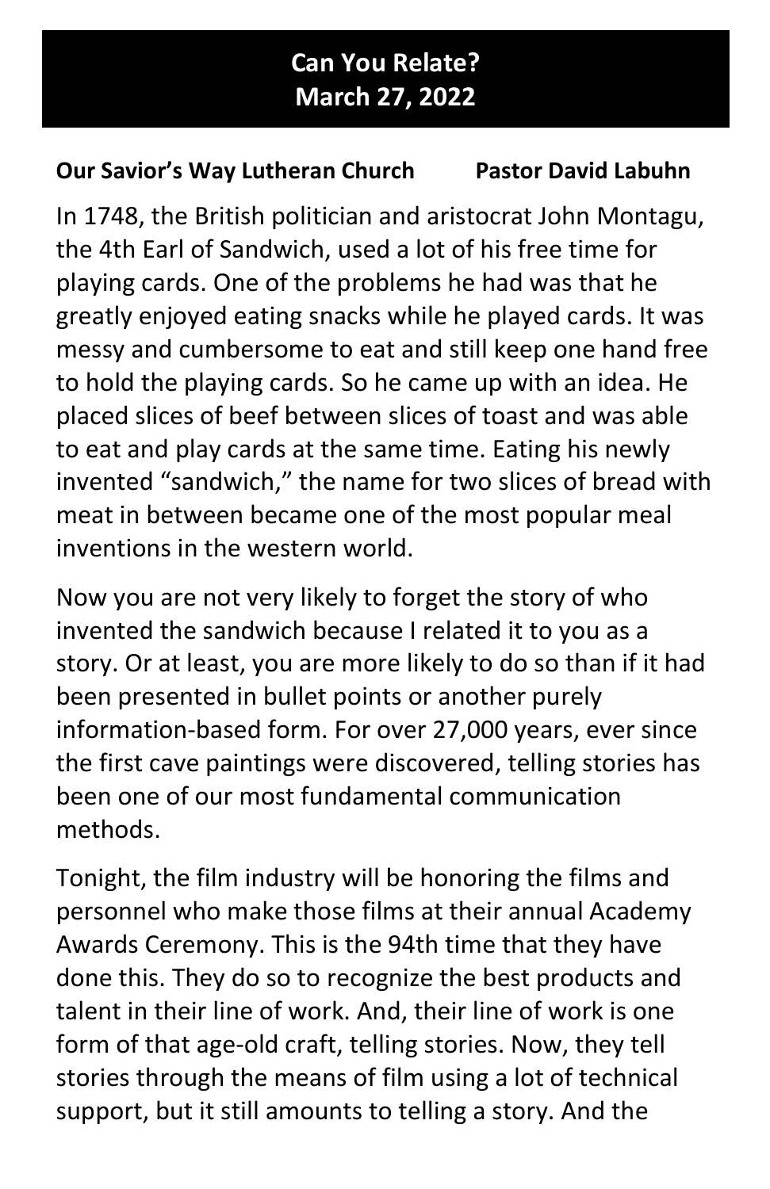# Can You Relate?
# March 27, 2022

**Our Savior's Way Lutheran Church Pastor David Labuhn**

In 1748, the British politician and aristocrat John Montagu, the 4th Earl of Sandwich, used a lot of his free time for playing cards. One of the problems he had was that he greatly enjoyed eating snacks while he played cards. It was messy and cumbersome to eat and still keep one hand free to hold the playing cards. So he came up with an idea. He placed slices of beef between slices of toast and was able to eat and play cards at the same time. Eating his newly invented "sandwich," the name for two slices of bread with meat in between became one of the most popular meal inventions in the western world.

Now you are not very likely to forget the story of who invented the sandwich because I related it to you as a story. Or at least, you are more likely to do so than if it had been presented in bullet points or another purely information-based form. For over 27,000 years, ever since the first cave paintings were discovered, telling stories has been one of our most fundamental communication methods.

Tonight, the film industry will be honoring the films and personnel who make those films at their annual Academy Awards Ceremony. This is the 94th time that they have done this. They do so to recognize the best products and talent in their line of work. And, their line of work is one form of that age-old craft, telling stories. Now, they tell stories through the means of film using a lot of technical support, but it still amounts to telling a story. And the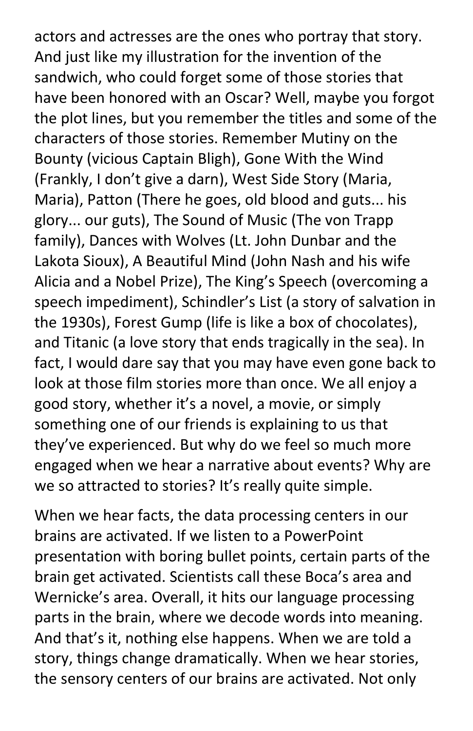actors and actresses are the ones who portray that story. And just like my illustration for the invention of the sandwich, who could forget some of those stories that have been honored with an Oscar? Well, maybe you forgot the plot lines, but you remember the titles and some of the characters of those stories. Remember Mutiny on the Bounty (vicious Captain Bligh), Gone With the Wind (Frankly, I don't give a darn), West Side Story (Maria, Maria), Patton (There he goes, old blood and guts... his glory... our guts), The Sound of Music (The von Trapp family), Dances with Wolves (Lt. John Dunbar and the Lakota Sioux), A Beautiful Mind (John Nash and his wife Alicia and a Nobel Prize), The King's Speech (overcoming a speech impediment), Schindler's List (a story of salvation in the 1930s), Forest Gump (life is like a box of chocolates), and Titanic (a love story that ends tragically in the sea). In fact, I would dare say that you may have even gone back to look at those film stories more than once. We all enjoy a good story, whether it's a novel, a movie, or simply something one of our friends is explaining to us that they've experienced. But why do we feel so much more engaged when we hear a narrative about events? Why are we so attracted to stories? It's really quite simple.

When we hear facts, the data processing centers in our brains are activated. If we listen to a PowerPoint presentation with boring bullet points, certain parts of the brain get activated. Scientists call these Boca's area and Wernicke's area. Overall, it hits our language processing parts in the brain, where we decode words into meaning. And that's it, nothing else happens. When we are told a story, things change dramatically. When we hear stories, the sensory centers of our brains are activated. Not only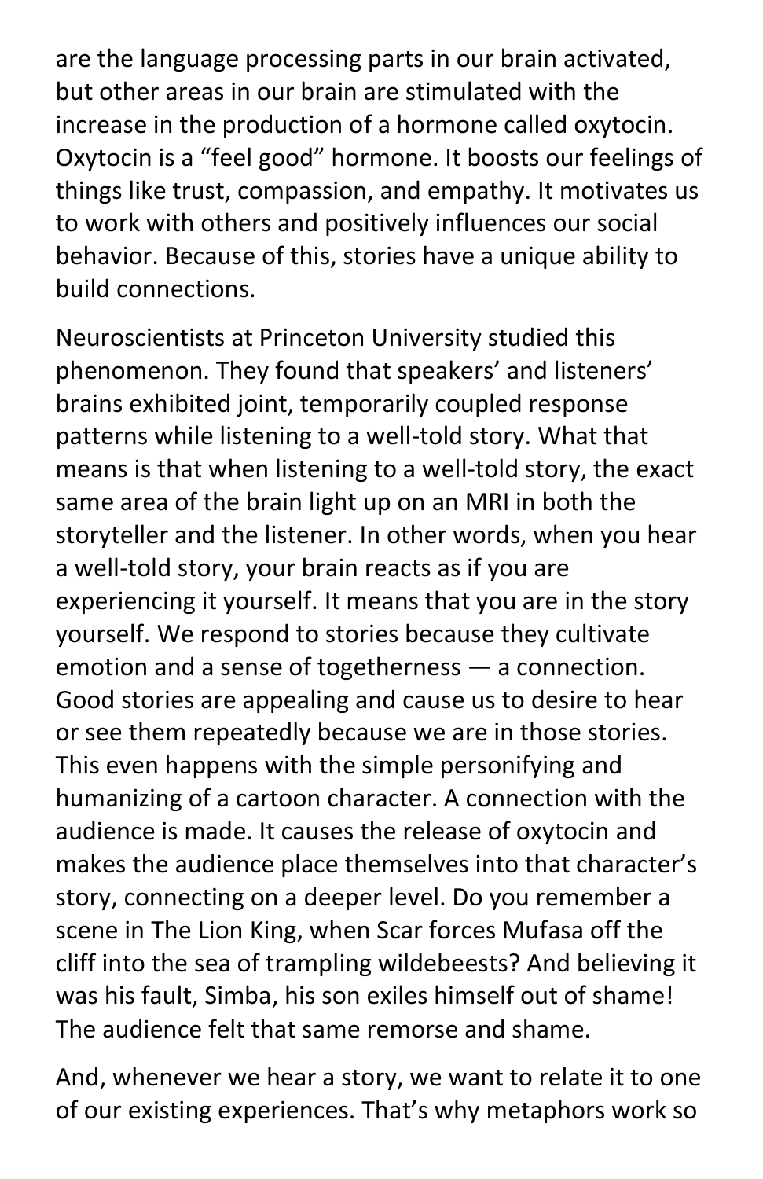are the language processing parts in our brain activated, but other areas in our brain are stimulated with the increase in the production of a hormone called oxytocin. Oxytocin is a “feel good” hormone. It boosts our feelings of things like trust, compassion, and empathy. It motivates us to work with others and positively influences our social behavior. Because of this, stories have a unique ability to build connections.

Neuroscientists at Princeton University studied this phenomenon. They found that speakers’ and listeners’ brains exhibited joint, temporarily coupled response patterns while listening to a well-told story. What that means is that when listening to a well-told story, the exact same area of the brain light up on an MRI in both the storyteller and the listener. In other words, when you hear a well-told story, your brain reacts as if you are experiencing it yourself. It means that you are in the story yourself. We respond to stories because they cultivate emotion and a sense of togetherness — a connection. Good stories are appealing and cause us to desire to hear or see them repeatedly because we are in those stories. This even happens with the simple personifying and humanizing of a cartoon character. A connection with the audience is made. It causes the release of oxytocin and makes the audience place themselves into that character’s story, connecting on a deeper level. Do you remember a scene in The Lion King, when Scar forces Mufasa off the cliff into the sea of trampling wildebeests? And believing it was his fault, Simba, his son exiles himself out of shame! The audience felt that same remorse and shame.

And, whenever we hear a story, we want to relate it to one of our existing experiences. That’s why metaphors work so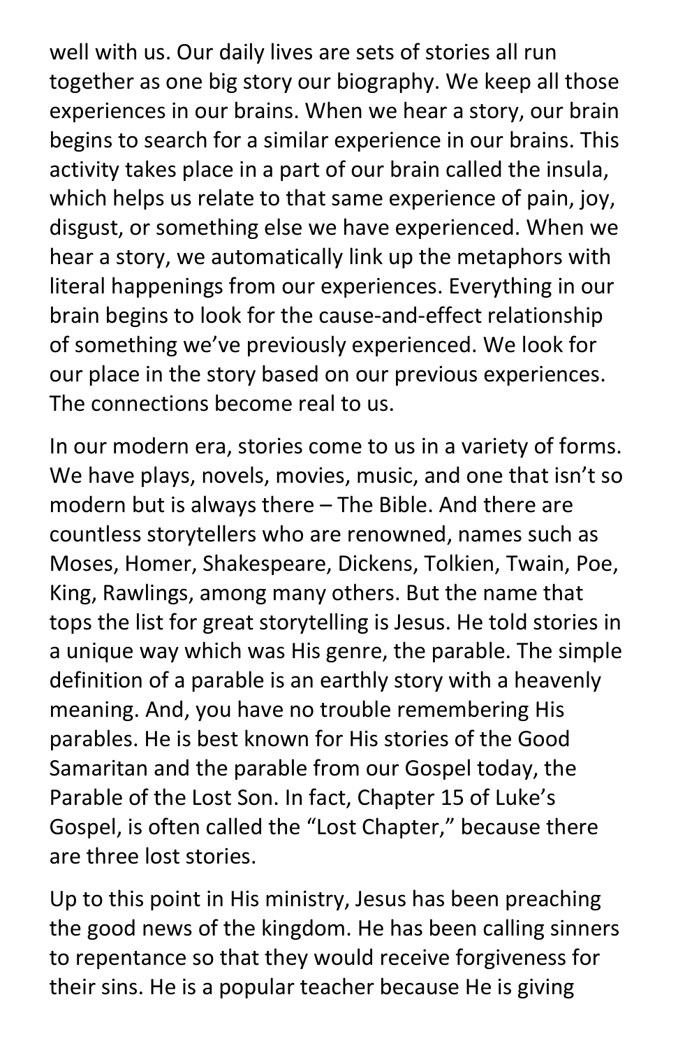well with us. Our daily lives are sets of stories all run together as one big story our biography. We keep all those experiences in our brains. When we hear a story, our brain begins to search for a similar experience in our brains. This activity takes place in a part of our brain called the insula, which helps us relate to that same experience of pain, joy, disgust, or something else we have experienced. When we hear a story, we automatically link up the metaphors with literal happenings from our experiences. Everything in our brain begins to look for the cause-and-effect relationship of something we've previously experienced. We look for our place in the story based on our previous experiences. The connections become real to us.

In our modern era, stories come to us in a variety of forms. We have plays, novels, movies, music, and one that isn't so modern but is always there – The Bible. And there are countless storytellers who are renowned, names such as Moses, Homer, Shakespeare, Dickens, Tolkien, Twain, Poe, King, Rawlings, among many others. But the name that tops the list for great storytelling is Jesus. He told stories in a unique way which was His genre, the parable. The simple definition of a parable is an earthly story with a heavenly meaning. And, you have no trouble remembering His parables. He is best known for His stories of the Good Samaritan and the parable from our Gospel today, the Parable of the Lost Son. In fact, Chapter 15 of Luke's Gospel, is often called the "Lost Chapter," because there are three lost stories.

Up to this point in His ministry, Jesus has been preaching the good news of the kingdom. He has been calling sinners to repentance so that they would receive forgiveness for their sins. He is a popular teacher because He is giving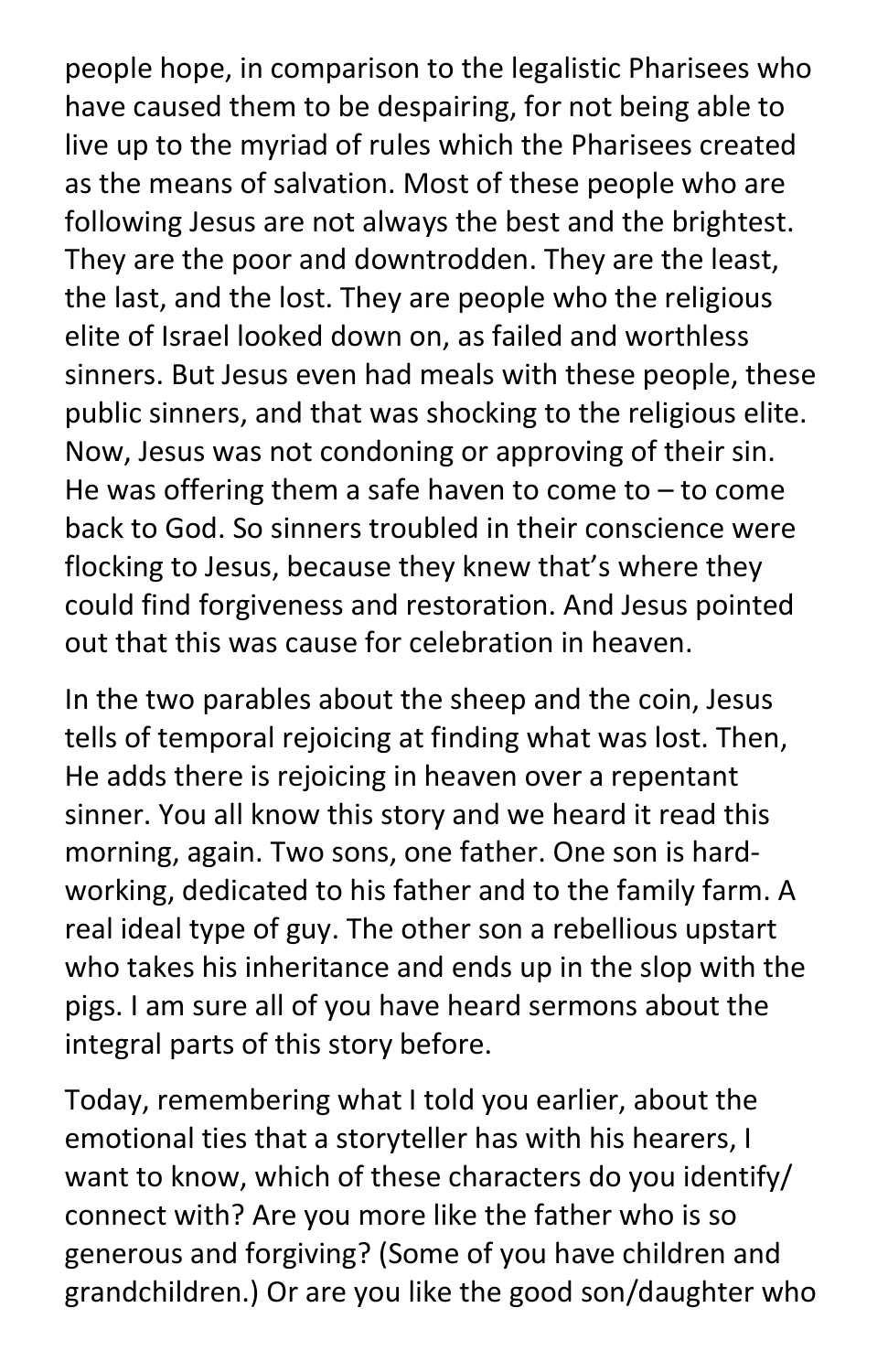people hope, in comparison to the legalistic Pharisees who have caused them to be despairing, for not being able to live up to the myriad of rules which the Pharisees created as the means of salvation. Most of these people who are following Jesus are not always the best and the brightest. They are the poor and downtrodden. They are the least, the last, and the lost. They are people who the religious elite of Israel looked down on, as failed and worthless sinners. But Jesus even had meals with these people, these public sinners, and that was shocking to the religious elite. Now, Jesus was not condoning or approving of their sin. He was offering them a safe haven to come to – to come back to God. So sinners troubled in their conscience were flocking to Jesus, because they knew that's where they could find forgiveness and restoration. And Jesus pointed out that this was cause for celebration in heaven.

In the two parables about the sheep and the coin, Jesus tells of temporal rejoicing at finding what was lost. Then, He adds there is rejoicing in heaven over a repentant sinner. You all know this story and we heard it read this morning, again. Two sons, one father. One son is hard-working, dedicated to his father and to the family farm. A real ideal type of guy. The other son a rebellious upstart who takes his inheritance and ends up in the slop with the pigs. I am sure all of you have heard sermons about the integral parts of this story before.

Today, remembering what I told you earlier, about the emotional ties that a storyteller has with his hearers, I want to know, which of these characters do you identify/ connect with? Are you more like the father who is so generous and forgiving? (Some of you have children and grandchildren.) Or are you like the good son/daughter who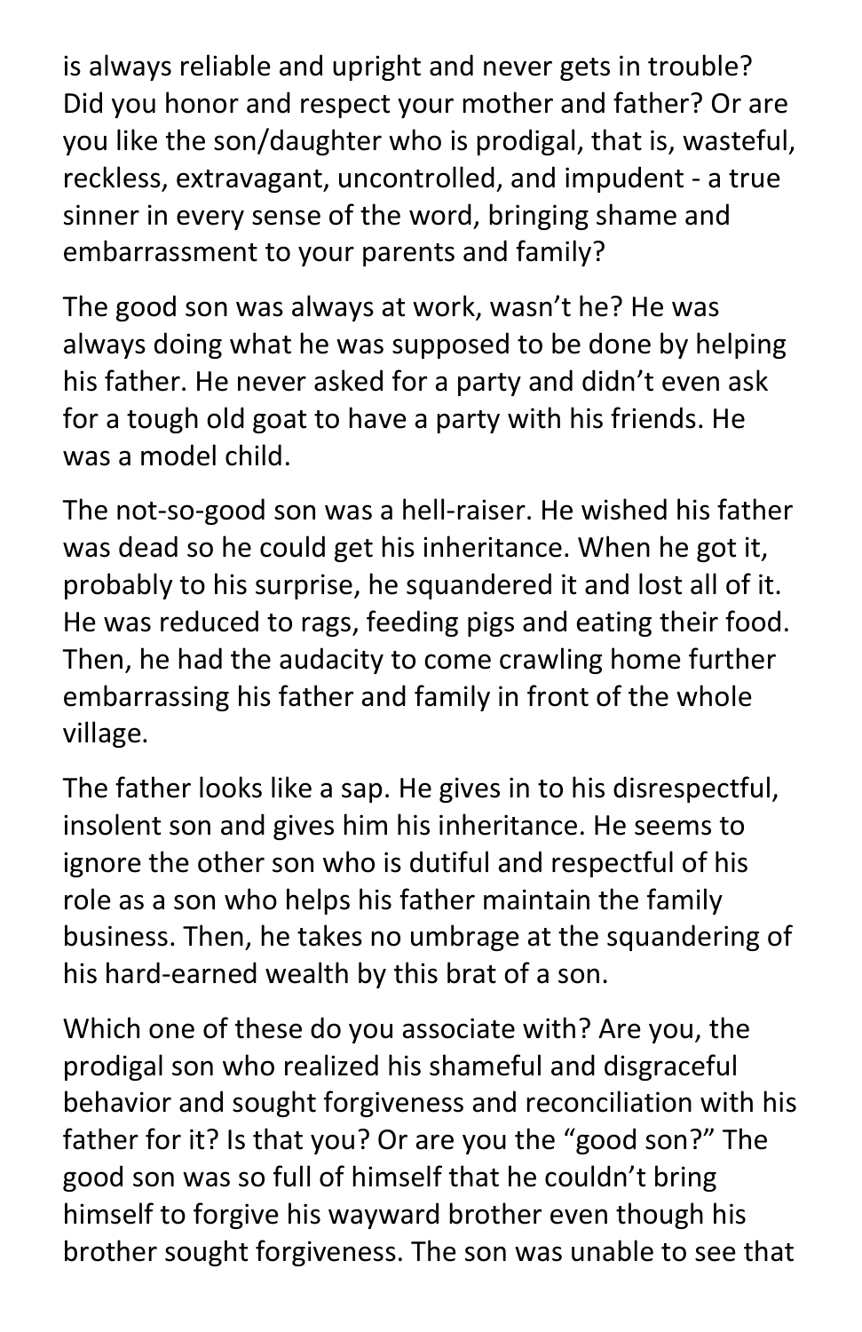is always reliable and upright and never gets in trouble? Did you honor and respect your mother and father? Or are you like the son/daughter who is prodigal, that is, wasteful, reckless, extravagant, uncontrolled, and impudent - a true sinner in every sense of the word, bringing shame and embarrassment to your parents and family?

The good son was always at work, wasn't he? He was always doing what he was supposed to be done by helping his father. He never asked for a party and didn't even ask for a tough old goat to have a party with his friends. He was a model child.

The not-so-good son was a hell-raiser. He wished his father was dead so he could get his inheritance. When he got it, probably to his surprise, he squandered it and lost all of it. He was reduced to rags, feeding pigs and eating their food. Then, he had the audacity to come crawling home further embarrassing his father and family in front of the whole village.

The father looks like a sap. He gives in to his disrespectful, insolent son and gives him his inheritance. He seems to ignore the other son who is dutiful and respectful of his role as a son who helps his father maintain the family business. Then, he takes no umbrage at the squandering of his hard-earned wealth by this brat of a son.

Which one of these do you associate with? Are you, the prodigal son who realized his shameful and disgraceful behavior and sought forgiveness and reconciliation with his father for it? Is that you? Or are you the "good son?" The good son was so full of himself that he couldn't bring himself to forgive his wayward brother even though his brother sought forgiveness. The son was unable to see that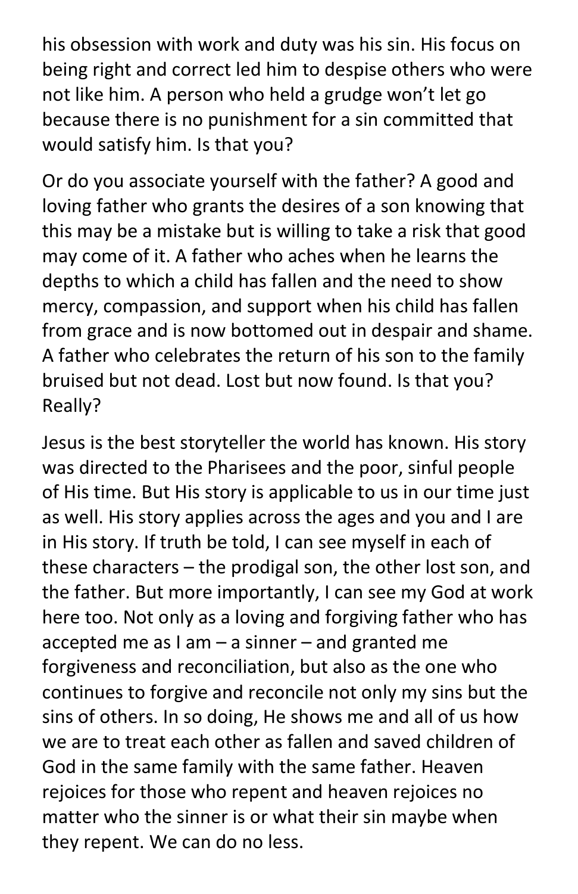his obsession with work and duty was his sin. His focus on being right and correct led him to despise others who were not like him. A person who held a grudge won't let go because there is no punishment for a sin committed that would satisfy him. Is that you?

Or do you associate yourself with the father? A good and loving father who grants the desires of a son knowing that this may be a mistake but is willing to take a risk that good may come of it. A father who aches when he learns the depths to which a child has fallen and the need to show mercy, compassion, and support when his child has fallen from grace and is now bottomed out in despair and shame. A father who celebrates the return of his son to the family bruised but not dead. Lost but now found. Is that you? Really?

Jesus is the best storyteller the world has known. His story was directed to the Pharisees and the poor, sinful people of His time. But His story is applicable to us in our time just as well. His story applies across the ages and you and I are in His story. If truth be told, I can see myself in each of these characters – the prodigal son, the other lost son, and the father. But more importantly, I can see my God at work here too. Not only as a loving and forgiving father who has accepted me as I am – a sinner – and granted me forgiveness and reconciliation, but also as the one who continues to forgive and reconcile not only my sins but the sins of others. In so doing, He shows me and all of us how we are to treat each other as fallen and saved children of God in the same family with the same father. Heaven rejoices for those who repent and heaven rejoices no matter who the sinner is or what their sin maybe when they repent. We can do no less.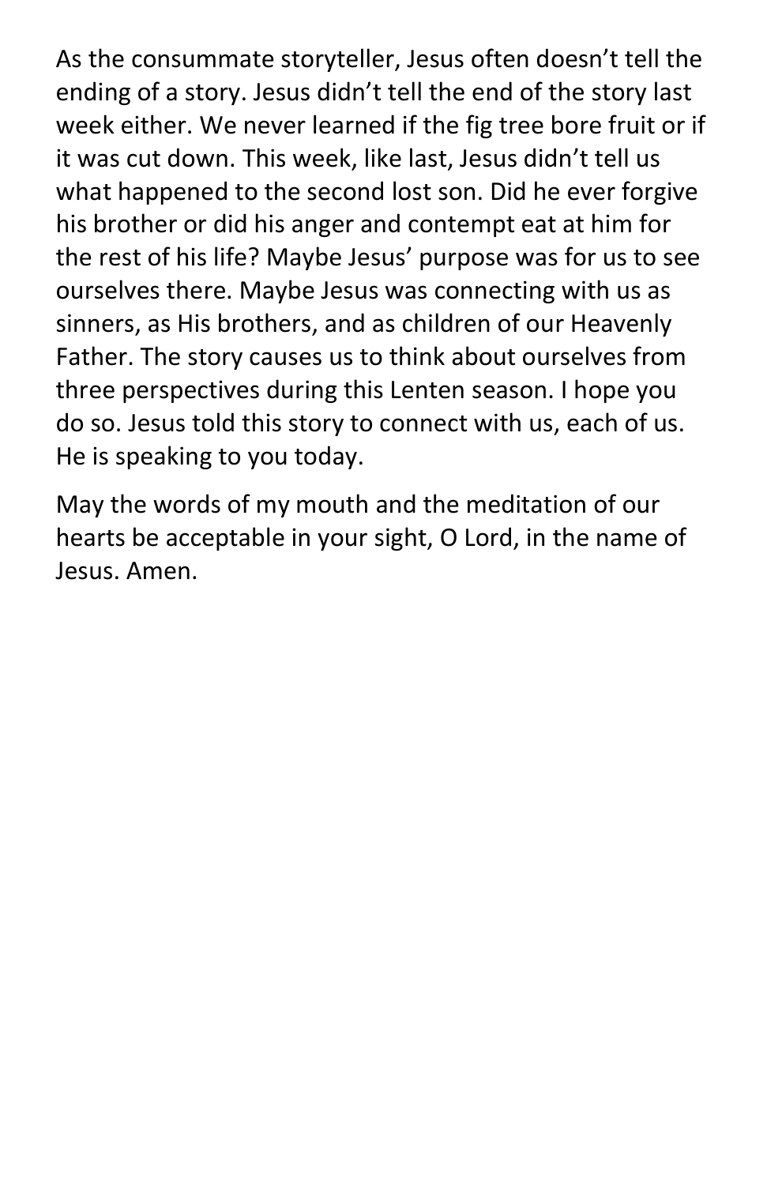As the consummate storyteller, Jesus often doesn't tell the ending of a story. Jesus didn't tell the end of the story last week either. We never learned if the fig tree bore fruit or if it was cut down. This week, like last, Jesus didn't tell us what happened to the second lost son. Did he ever forgive his brother or did his anger and contempt eat at him for the rest of his life? Maybe Jesus' purpose was for us to see ourselves there. Maybe Jesus was connecting with us as sinners, as His brothers, and as children of our Heavenly Father. The story causes us to think about ourselves from three perspectives during this Lenten season. I hope you do so. Jesus told this story to connect with us, each of us. He is speaking to you today.

May the words of my mouth and the meditation of our hearts be acceptable in your sight, O Lord, in the name of Jesus. Amen.